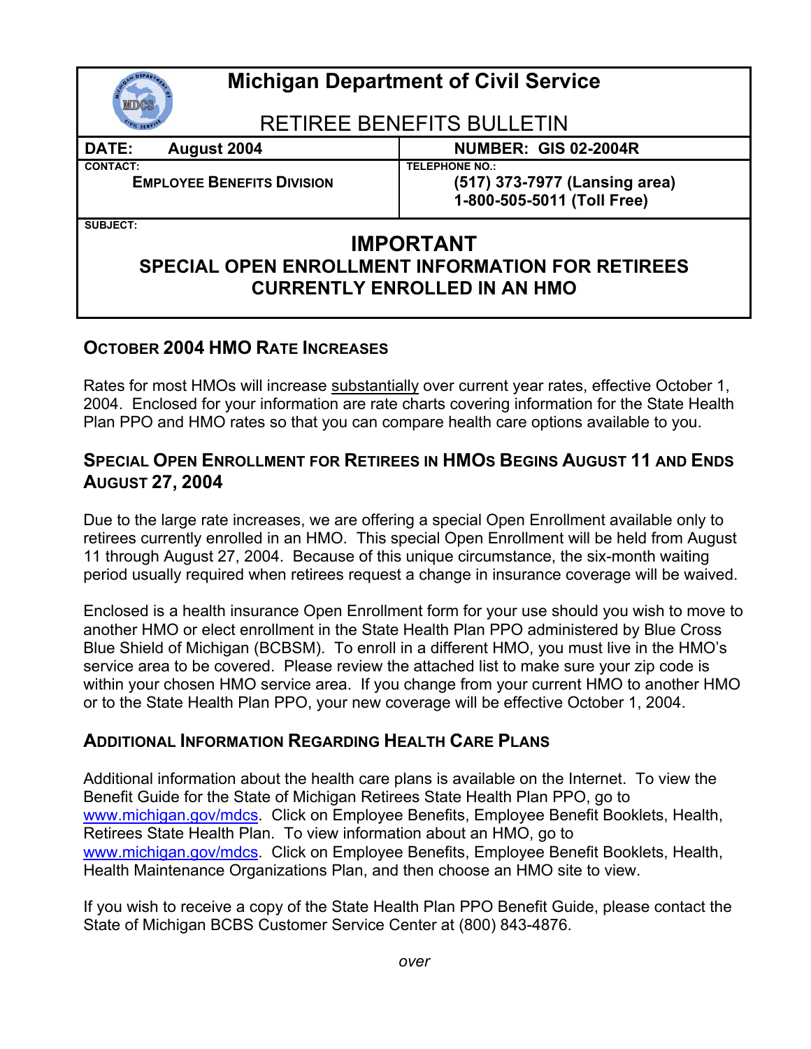# Michigan Department of Civil Service

## RETIREE BENEFITS BULLETIN

| DATE: August 2004 | NUMBER: GIS 02-2004R |
| --- | --- |
| CONTACT: **EMPLOYEE BENEFITS DIVISION** | TELEPHONE NO.: **(517) 373-7977 (Lansing area)** **1-800-505-5011 (Toll Free)** |

SUBJECT:

**IMPORTANT**
**SPECIAL OPEN ENROLLMENT INFORMATION FOR RETIREES CURRENTLY ENROLLED IN AN HMO**

### OCTOBER 2004 HMO RATE INCREASES

Rates for most HMOs will increase substantially over current year rates, effective October 1, 2004. Enclosed for your information are rate charts covering information for the State Health Plan PPO and HMO rates so that you can compare health care options available to you.

### SPECIAL OPEN ENROLLMENT FOR RETIREES IN HMOS BEGINS AUGUST 11 AND ENDS AUGUST 27, 2004

Due to the large rate increases, we are offering a special Open Enrollment available only to retirees currently enrolled in an HMO. This special Open Enrollment will be held from August 11 through August 27, 2004. Because of this unique circumstance, the six-month waiting period usually required when retirees request a change in insurance coverage will be waived.

Enclosed is a health insurance Open Enrollment form for your use should you wish to move to another HMO or elect enrollment in the State Health Plan PPO administered by Blue Cross Blue Shield of Michigan (BCBSM). To enroll in a different HMO, you must live in the HMO's service area to be covered. Please review the attached list to make sure your zip code is within your chosen HMO service area. If you change from your current HMO to another HMO or to the State Health Plan PPO, your new coverage will be effective October 1, 2004.

### ADDITIONAL INFORMATION REGARDING HEALTH CARE PLANS

Additional information about the health care plans is available on the Internet. To view the Benefit Guide for the State of Michigan Retirees State Health Plan PPO, go to www.michigan.gov/mdcs. Click on Employee Benefits, Employee Benefit Booklets, Health, Retirees State Health Plan. To view information about an HMO, go to www.michigan.gov/mdcs. Click on Employee Benefits, Employee Benefit Booklets, Health, Health Maintenance Organizations Plan, and then choose an HMO site to view.

If you wish to receive a copy of the State Health Plan PPO Benefit Guide, please contact the State of Michigan BCBS Customer Service Center at (800) 843-4876.

*over*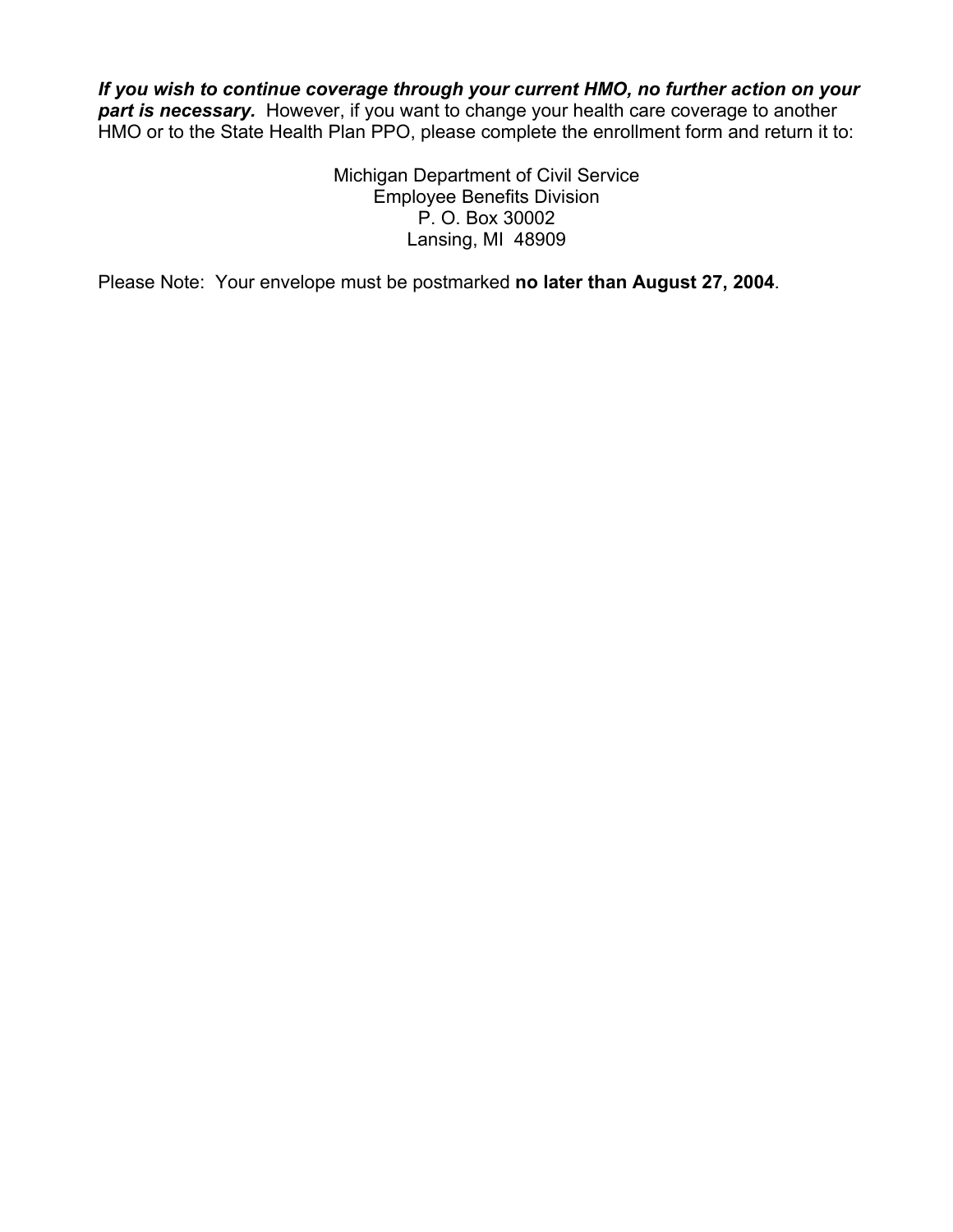***If you wish to continue coverage through your current HMO, no further action on your part is necessary.*** However, if you want to change your health care coverage to another HMO or to the State Health Plan PPO, please complete the enrollment form and return it to:

Michigan Department of Civil Service  
Employee Benefits Division  
P. O. Box 30002  
Lansing, MI 48909

Please Note: Your envelope must be postmarked **no later than August 27, 2004**.